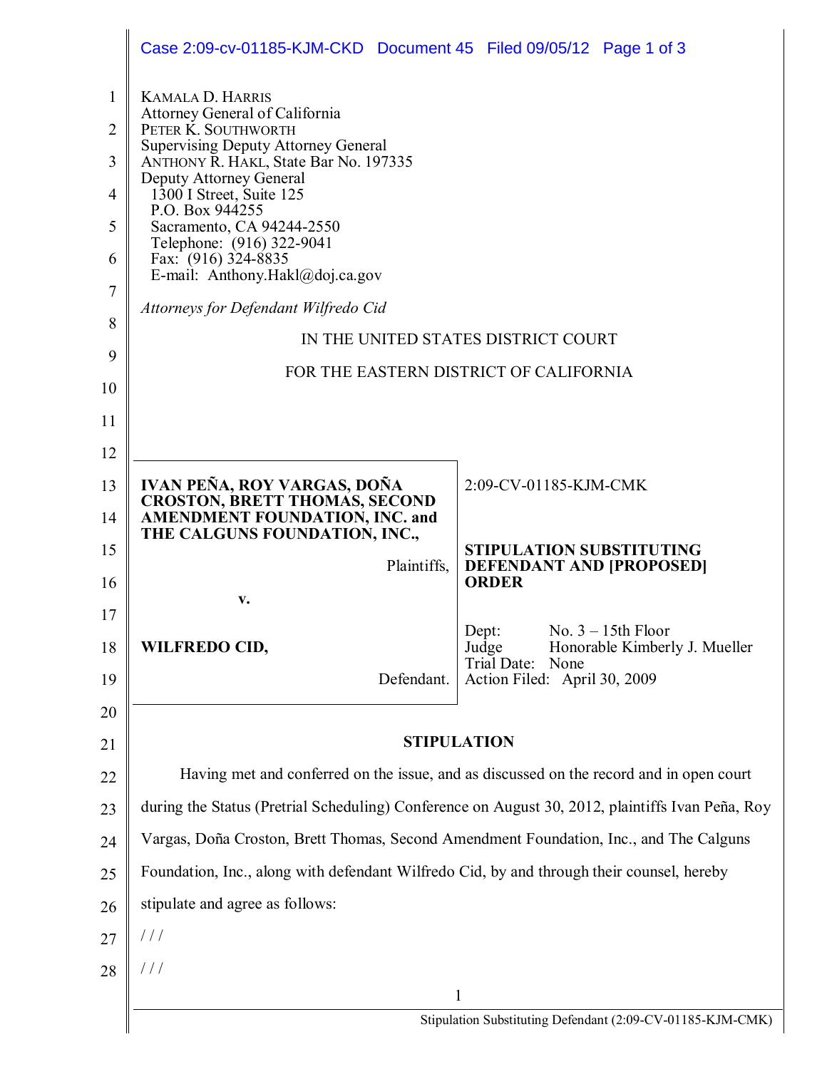KAMALA D. HARRIS
Attorney General of California
PETER K. SOUTHWORTH
Supervising Deputy Attorney General
ANTHONY R. HAKL, State Bar No. 197335
Deputy Attorney General
1300 I Street, Suite 125
P.O. Box 944255
Sacramento, CA 94244-2550
Telephone: (916) 322-9041
Fax: (916) 324-8835
E-mail: Anthony.Hakl@doj.ca.gov

*Attorneys for Defendant Wilfredo Cid*

IN THE UNITED STATES DISTRICT COURT

FOR THE EASTERN DISTRICT OF CALIFORNIA

| | |
|---|---|
| **IVAN PEÑA, ROY VARGAS, DOÑA CROSTON, BRETT THOMAS, SECOND AMENDMENT FOUNDATION, INC. and THE CALGUNS FOUNDATION, INC.,** Plaintiffs, v. **WILFREDO CID,** Defendant. | 2:09-CV-01185-KJM-CMK **STIPULATION SUBSTITUTING DEFENDANT AND [PROPOSED] ORDER** Dept: No. 3 – 15th Floor; Judge: Honorable Kimberly J. Mueller; Trial Date: None; Action Filed: April 30, 2009 |

## STIPULATION

Having met and conferred on the issue, and as discussed on the record and in open court during the Status (Pretrial Scheduling) Conference on August 30, 2012, plaintiffs Ivan Peña, Roy Vargas, Doña Croston, Brett Thomas, Second Amendment Foundation, Inc., and The Calguns Foundation, Inc., along with defendant Wilfredo Cid, by and through their counsel, hereby stipulate and agree as follows:

/ / /

/ / /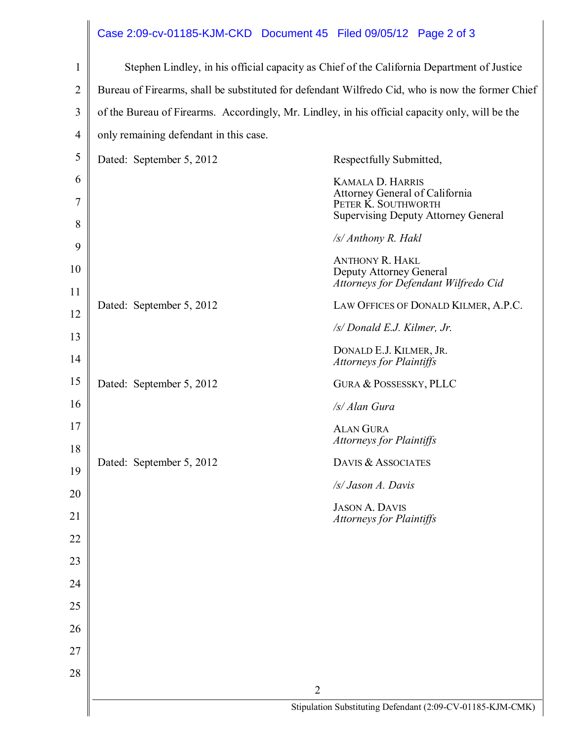Stephen Lindley, in his official capacity as Chief of the California Department of Justice Bureau of Firearms, shall be substituted for defendant Wilfredo Cid, who is now the former Chief of the Bureau of Firearms. Accordingly, Mr. Lindley, in his official capacity only, will be the only remaining defendant in this case.

Dated: September 5, 2012

Respectfully Submitted,

KAMALA D. HARRIS
Attorney General of California
PETER K. SOUTHWORTH
Supervising Deputy Attorney General

*/s/ Anthony R. Hakl*

ANTHONY R. HAKL
Deputy Attorney General
*Attorneys for Defendant Wilfredo Cid*

Dated: September 5, 2012

LAW OFFICES OF DONALD KILMER, A.P.C.

*/s/ Donald E.J. Kilmer, Jr.*

DONALD E.J. KILMER, JR.
*Attorneys for Plaintiffs*

Dated: September 5, 2012

GURA & POSSESSKY, PLLC

*/s/ Alan Gura*

ALAN GURA
*Attorneys for Plaintiffs*

Dated: September 5, 2012

DAVIS & ASSOCIATES

*/s/ Jason A. Davis*

JASON A. DAVIS
*Attorneys for Plaintiffs*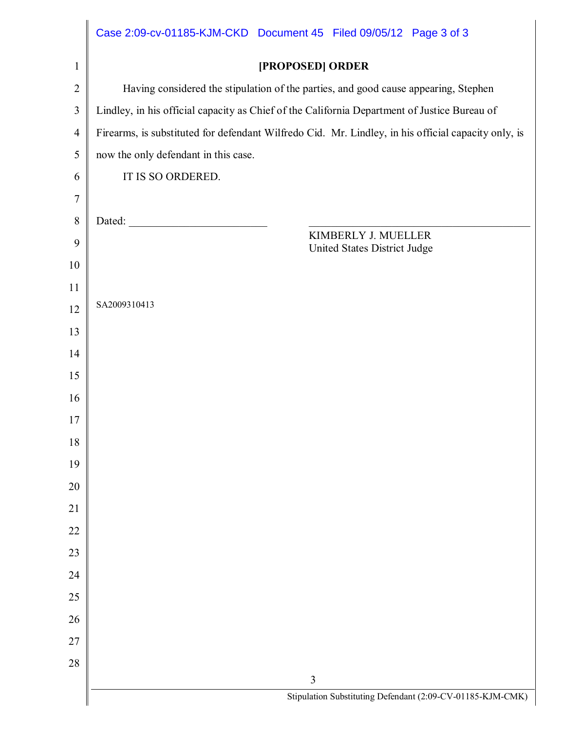**[PROPOSED] ORDER**

Having considered the stipulation of the parties, and good cause appearing, Stephen Lindley, in his official capacity as Chief of the California Department of Justice Bureau of Firearms, is substituted for defendant Wilfredo Cid. Mr. Lindley, in his official capacity only, is now the only defendant in this case.

IT IS SO ORDERED.

Dated: ________________________

KIMBERLY J. MUELLER
United States District Judge

SA2009310413